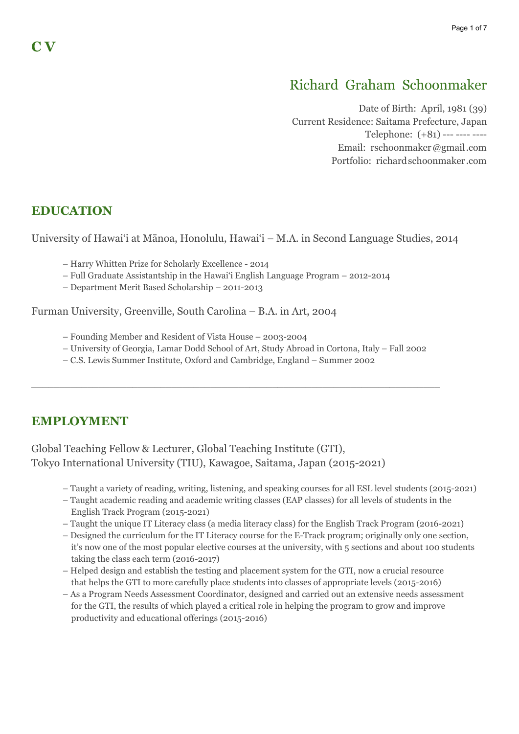# C V

## Richard Graham Schoonmaker

Date of Birth: April, 1981 (39)
Current Residence: Saitama Prefecture, Japan
Telephone: (+81) --- ---- ----
Email: rschoonmaker@gmail.com
Portfolio: richardschoonmaker.com

## EDUCATION

University of Hawaiʻi at Mānoa, Honolulu, Hawaiʻi – M.A. in Second Language Studies, 2014

- Harry Whitten Prize for Scholarly Excellence - 2014
- Full Graduate Assistantship in the Hawaiʻi English Language Program – 2012-2014
- Department Merit Based Scholarship – 2011-2013

Furman University, Greenville, South Carolina – B.A. in Art, 2004

- Founding Member and Resident of Vista House – 2003-2004
- University of Georgia, Lamar Dodd School of Art, Study Abroad in Cortona, Italy – Fall 2002
- C.S. Lewis Summer Institute, Oxford and Cambridge, England – Summer 2002

---

## EMPLOYMENT

Global Teaching Fellow & Lecturer, Global Teaching Institute (GTI),
Tokyo International University (TIU), Kawagoe, Saitama, Japan (2015-2021)

- Taught a variety of reading, writing, listening, and speaking courses for all ESL level students (2015-2021)
- Taught academic reading and academic writing classes (EAP classes) for all levels of students in the English Track Program (2015-2021)
- Taught the unique IT Literacy class (a media literacy class) for the English Track Program (2016-2021)
- Designed the curriculum for the IT Literacy course for the E-Track program; originally only one section, it's now one of the most popular elective courses at the university, with 5 sections and about 100 students taking the class each term (2016-2017)
- Helped design and establish the testing and placement system for the GTI, now a crucial resource that helps the GTI to more carefully place students into classes of appropriate levels (2015-2016)
- As a Program Needs Assessment Coordinator, designed and carried out an extensive needs assessment for the GTI, the results of which played a critical role in helping the program to grow and improve productivity and educational offerings (2015-2016)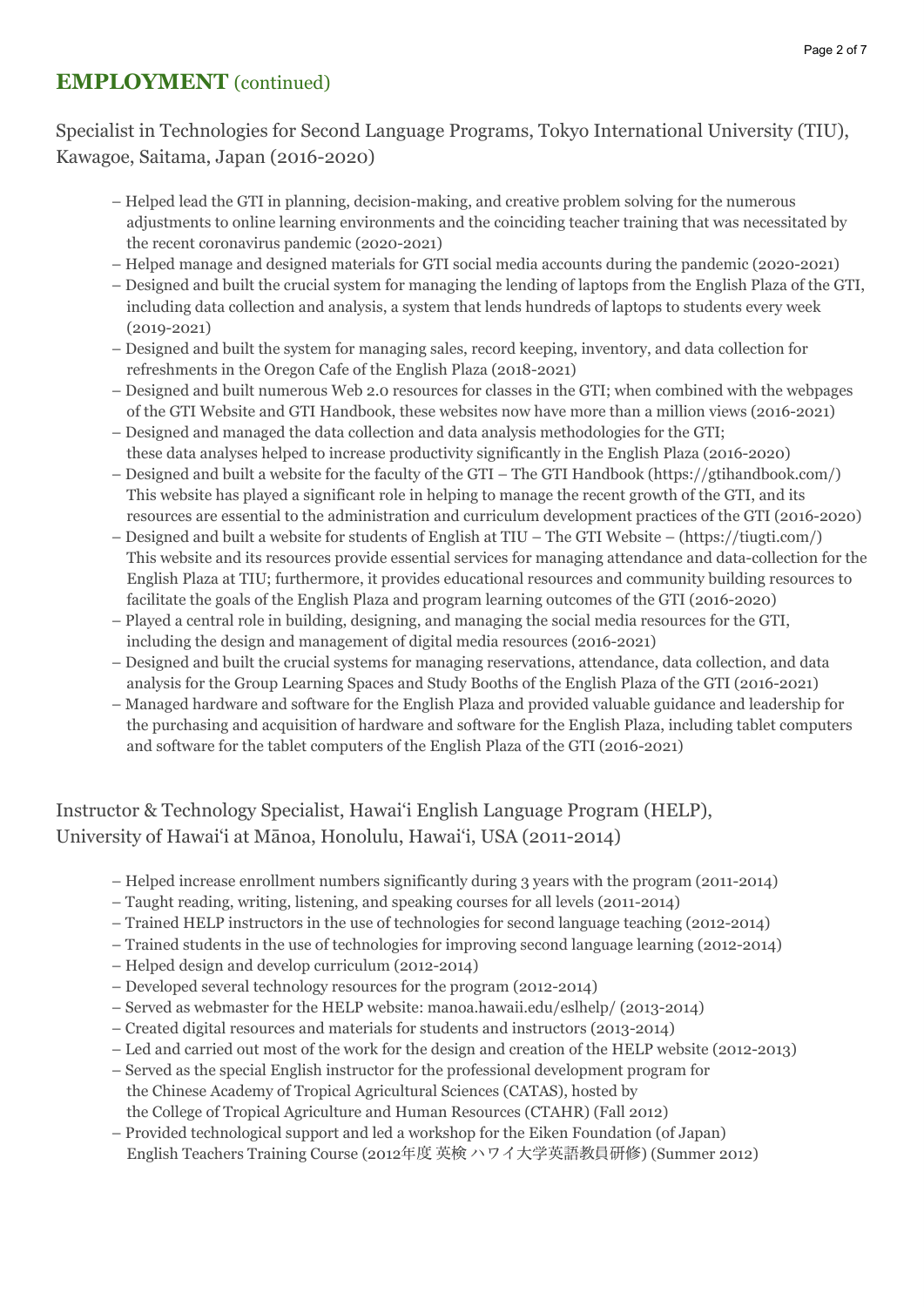## **EMPLOYMENT** (continued)

### Specialist in Technologies for Second Language Programs, Tokyo International University (TIU), Kawagoe, Saitama, Japan (2016-2020)

- – Helped lead the GTI in planning, decision-making, and creative problem solving for the numerous adjustments to online learning environments and the coinciding teacher training that was necessitated by the recent coronavirus pandemic (2020-2021)
- – Helped manage and designed materials for GTI social media accounts during the pandemic (2020-2021)
- – Designed and built the crucial system for managing the lending of laptops from the English Plaza of the GTI, including data collection and analysis, a system that lends hundreds of laptops to students every week (2019-2021)
- – Designed and built the system for managing sales, record keeping, inventory, and data collection for refreshments in the Oregon Cafe of the English Plaza (2018-2021)
- – Designed and built numerous Web 2.0 resources for classes in the GTI; when combined with the webpages of the GTI Website and GTI Handbook, these websites now have more than a million views (2016-2021)
- – Designed and managed the data collection and data analysis methodologies for the GTI; these data analyses helped to increase productivity significantly in the English Plaza (2016-2020)
- – Designed and built a website for the faculty of the GTI – The GTI Handbook (https://gtihandbook.com/) This website has played a significant role in helping to manage the recent growth of the GTI, and its resources are essential to the administration and curriculum development practices of the GTI (2016-2020)
- – Designed and built a website for students of English at TIU – The GTI Website – (https://tiugti.com/) This website and its resources provide essential services for managing attendance and data-collection for the English Plaza at TIU; furthermore, it provides educational resources and community building resources to facilitate the goals of the English Plaza and program learning outcomes of the GTI (2016-2020)
- – Played a central role in building, designing, and managing the social media resources for the GTI, including the design and management of digital media resources (2016-2021)
- – Designed and built the crucial systems for managing reservations, attendance, data collection, and data analysis for the Group Learning Spaces and Study Booths of the English Plaza of the GTI (2016-2021)
- – Managed hardware and software for the English Plaza and provided valuable guidance and leadership for the purchasing and acquisition of hardware and software for the English Plaza, including tablet computers and software for the tablet computers of the English Plaza of the GTI (2016-2021)

### Instructor & Technology Specialist, Hawai‘i English Language Program (HELP), University of Hawai‘i at Mānoa, Honolulu, Hawai‘i, USA (2011-2014)

- – Helped increase enrollment numbers significantly during 3 years with the program (2011-2014)
- – Taught reading, writing, listening, and speaking courses for all levels (2011-2014)
- – Trained HELP instructors in the use of technologies for second language teaching (2012-2014)
- – Trained students in the use of technologies for improving second language learning (2012-2014)
- – Helped design and develop curriculum (2012-2014)
- – Developed several technology resources for the program (2012-2014)
- – Served as webmaster for the HELP website: manoa.hawaii.edu/eslhelp/ (2013-2014)
- – Created digital resources and materials for students and instructors (2013-2014)
- – Led and carried out most of the work for the design and creation of the HELP website (2012-2013)
- – Served as the special English instructor for the professional development program for the Chinese Academy of Tropical Agricultural Sciences (CATAS), hosted by the College of Tropical Agriculture and Human Resources (CTAHR) (Fall 2012)
- – Provided technological support and led a workshop for the Eiken Foundation (of Japan) English Teachers Training Course (2012年度 英検 ハワイ大学英語教員研修) (Summer 2012)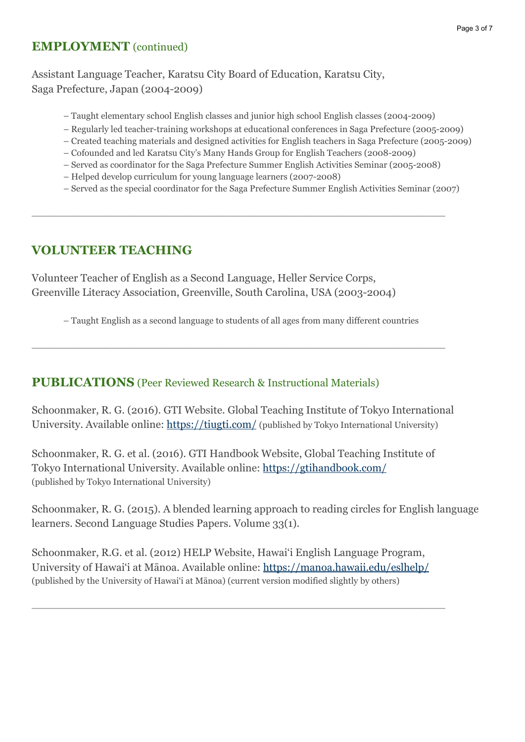## EMPLOYMENT (continued)

Assistant Language Teacher, Karatsu City Board of Education, Karatsu City, Saga Prefecture, Japan (2004-2009)

– Taught elementary school English classes and junior high school English classes (2004-2009)
– Regularly led teacher-training workshops at educational conferences in Saga Prefecture (2005-2009)
– Created teaching materials and designed activities for English teachers in Saga Prefecture (2005-2009)
– Cofounded and led Karatsu City's Many Hands Group for English Teachers (2008-2009)
– Served as coordinator for the Saga Prefecture Summer English Activities Seminar (2005-2008)
– Helped develop curriculum for young language learners (2007-2008)
– Served as the special coordinator for the Saga Prefecture Summer English Activities Seminar (2007)

---

## VOLUNTEER TEACHING

Volunteer Teacher of English as a Second Language, Heller Service Corps, Greenville Literacy Association, Greenville, South Carolina, USA (2003-2004)

– Taught English as a second language to students of all ages from many different countries

---

## PUBLICATIONS (Peer Reviewed Research & Instructional Materials)

Schoonmaker, R. G. (2016). GTI Website. Global Teaching Institute of Tokyo International University. Available online: [https://tiugti.com/](https://tiugti.com/) (published by Tokyo International University)

Schoonmaker, R. G. et al. (2016). GTI Handbook Website, Global Teaching Institute of Tokyo International University. Available online: [https://gtihandbook.com/](https://gtihandbook.com/) (published by Tokyo International University)

Schoonmaker, R. G. (2015). A blended learning approach to reading circles for English language learners. Second Language Studies Papers. Volume 33(1).

Schoonmaker, R.G. et al. (2012) HELP Website, Hawai'i English Language Program, University of Hawai'i at Mānoa. Available online: [https://manoa.hawaii.edu/eslhelp/](https://manoa.hawaii.edu/eslhelp/) (published by the University of Hawai'i at Mānoa) (current version modified slightly by others)

---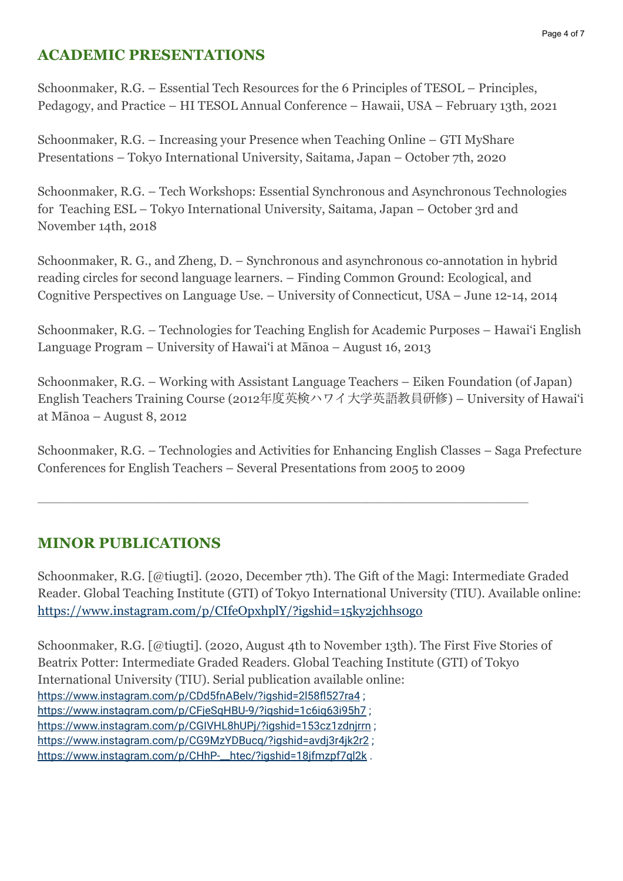## ACADEMIC PRESENTATIONS

Schoonmaker, R.G. – Essential Tech Resources for the 6 Principles of TESOL – Principles, Pedagogy, and Practice – HI TESOL Annual Conference – Hawaii, USA – February 13th, 2021

Schoonmaker, R.G. – Increasing your Presence when Teaching Online – GTI MyShare Presentations – Tokyo International University, Saitama, Japan – October 7th, 2020

Schoonmaker, R.G. – Tech Workshops: Essential Synchronous and Asynchronous Technologies for Teaching ESL – Tokyo International University, Saitama, Japan – October 3rd and November 14th, 2018

Schoonmaker, R. G., and Zheng, D. – Synchronous and asynchronous co-annotation in hybrid reading circles for second language learners. – Finding Common Ground: Ecological, and Cognitive Perspectives on Language Use. – University of Connecticut, USA – June 12-14, 2014

Schoonmaker, R.G. – Technologies for Teaching English for Academic Purposes – Hawaiʻi English Language Program – University of Hawaiʻi at Mānoa – August 16, 2013

Schoonmaker, R.G. – Working with Assistant Language Teachers – Eiken Foundation (of Japan) English Teachers Training Course (2012年度英検ハワイ大学英語教員研修) – University of Hawaiʻi at Mānoa – August 8, 2012

Schoonmaker, R.G. – Technologies and Activities for Enhancing English Classes – Saga Prefecture Conferences for English Teachers – Several Presentations from 2005 to 2009

---

## MINOR PUBLICATIONS

Schoonmaker, R.G. [@tiugti]. (2020, December 7th). The Gift of the Magi: Intermediate Graded Reader. Global Teaching Institute (GTI) of Tokyo International University (TIU). Available online: https://www.instagram.com/p/CIfeOpxhplY/?igshid=15ky2jchhs0g0

Schoonmaker, R.G. [@tiugti]. (2020, August 4th to November 13th). The First Five Stories of Beatrix Potter: Intermediate Graded Readers. Global Teaching Institute (GTI) of Tokyo International University (TIU). Serial publication available online:
https://www.instagram.com/p/CDd5fnABelv/?igshid=2l58fl527ra4 ;
https://www.instagram.com/p/CFjeSqHBU-9/?igshid=1c6iq63i95h7 ;
https://www.instagram.com/p/CGIVHL8hUPj/?igshid=153cz1zdnjrrn ;
https://www.instagram.com/p/CG9MzYDBucq/?igshid=avdj3r4jk2r2 ;
https://www.instagram.com/p/CHhP-__htec/?igshid=18jfmzpf7ql2k .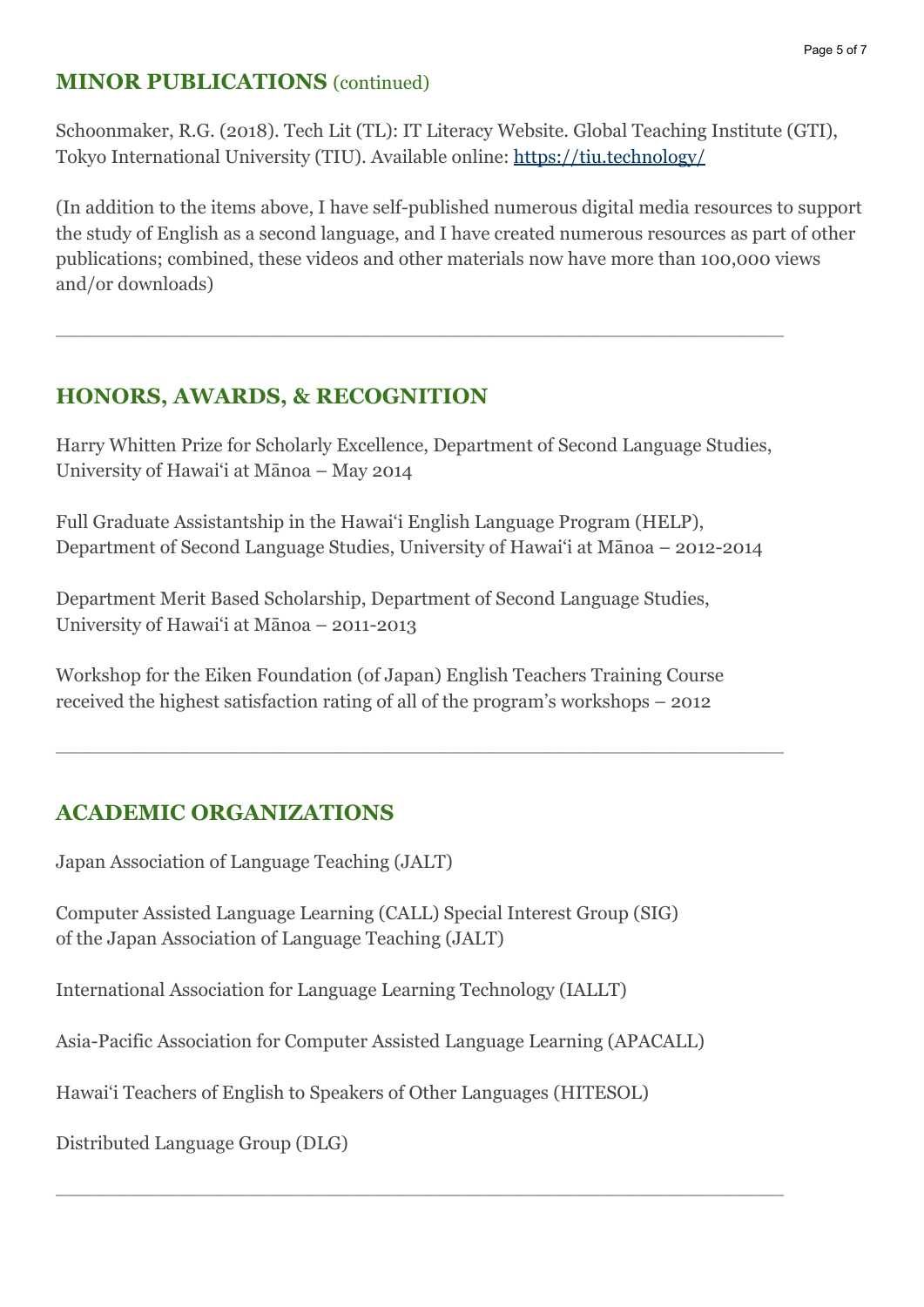## MINOR PUBLICATIONS (continued)

Schoonmaker, R.G. (2018). Tech Lit (TL): IT Literacy Website. Global Teaching Institute (GTI), Tokyo International University (TIU). Available online: [https://tiu.technology/](https://tiu.technology/)

(In addition to the items above, I have self-published numerous digital media resources to support the study of English as a second language, and I have created numerous resources as part of other publications; combined, these videos and other materials now have more than 100,000 views and/or downloads)

---

## HONORS, AWARDS, & RECOGNITION

Harry Whitten Prize for Scholarly Excellence, Department of Second Language Studies, University of Hawaiʻi at Mānoa – May 2014

Full Graduate Assistantship in the Hawaiʻi English Language Program (HELP), Department of Second Language Studies, University of Hawaiʻi at Mānoa – 2012-2014

Department Merit Based Scholarship, Department of Second Language Studies, University of Hawaiʻi at Mānoa – 2011-2013

Workshop for the Eiken Foundation (of Japan) English Teachers Training Course received the highest satisfaction rating of all of the program's workshops – 2012

---

## ACADEMIC ORGANIZATIONS

Japan Association of Language Teaching (JALT)

Computer Assisted Language Learning (CALL) Special Interest Group (SIG) of the Japan Association of Language Teaching (JALT)

International Association for Language Learning Technology (IALLT)

Asia-Pacific Association for Computer Assisted Language Learning (APACALL)

Hawaiʻi Teachers of English to Speakers of Other Languages (HITESOL)

Distributed Language Group (DLG)

---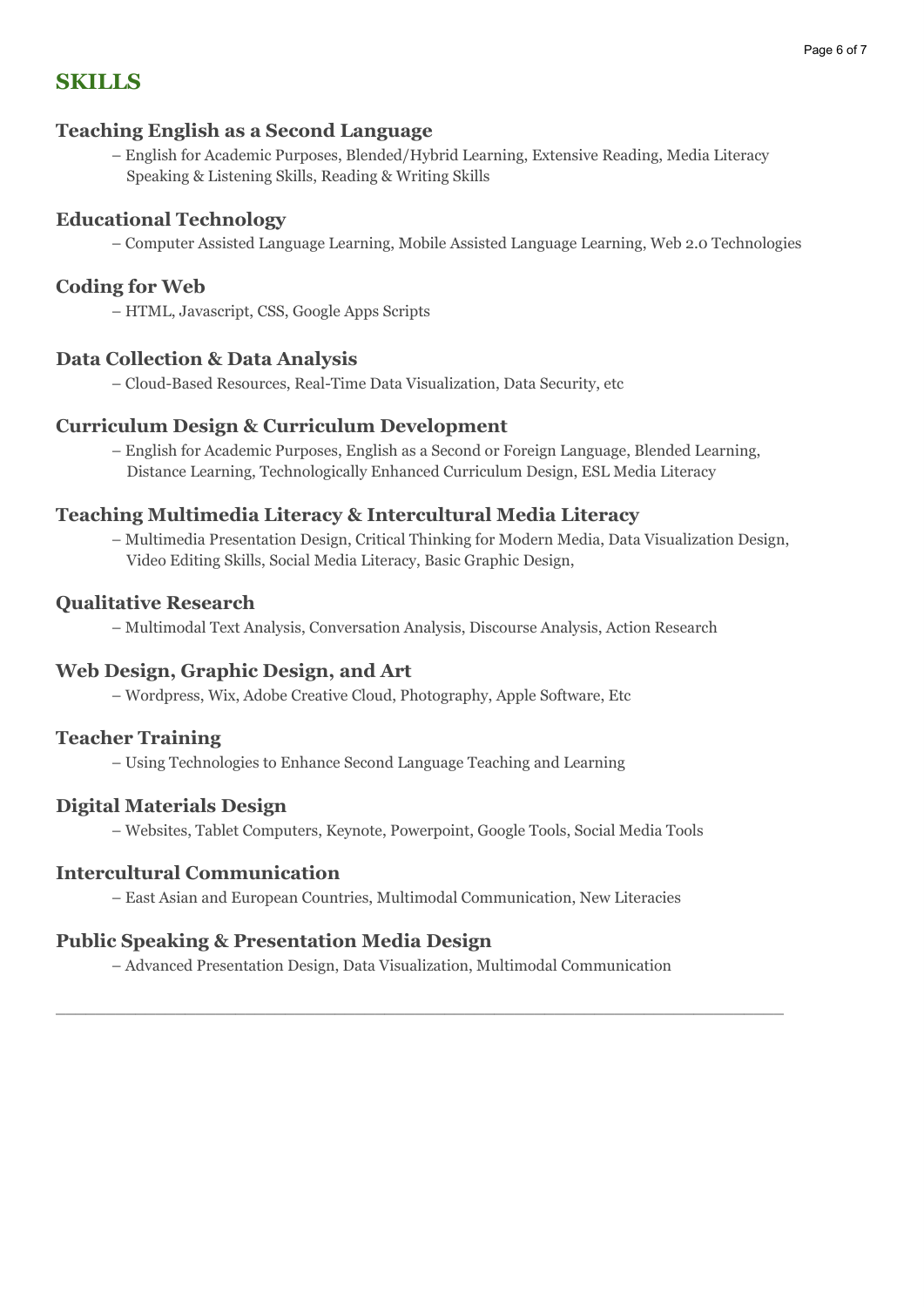## SKILLS

### Teaching English as a Second Language

– English for Academic Purposes, Blended/Hybrid Learning, Extensive Reading, Media Literacy Speaking & Listening Skills, Reading & Writing Skills

### Educational Technology

– Computer Assisted Language Learning, Mobile Assisted Language Learning, Web 2.0 Technologies

### Coding for Web

– HTML, Javascript, CSS, Google Apps Scripts

### Data Collection & Data Analysis

– Cloud-Based Resources, Real-Time Data Visualization, Data Security, etc

### Curriculum Design & Curriculum Development

– English for Academic Purposes, English as a Second or Foreign Language, Blended Learning, Distance Learning, Technologically Enhanced Curriculum Design, ESL Media Literacy

### Teaching Multimedia Literacy & Intercultural Media Literacy

– Multimedia Presentation Design, Critical Thinking for Modern Media, Data Visualization Design, Video Editing Skills, Social Media Literacy, Basic Graphic Design,

### Qualitative Research

– Multimodal Text Analysis, Conversation Analysis, Discourse Analysis, Action Research

### Web Design, Graphic Design, and Art

– Wordpress, Wix, Adobe Creative Cloud, Photography, Apple Software, Etc

### Teacher Training

– Using Technologies to Enhance Second Language Teaching and Learning

### Digital Materials Design

– Websites, Tablet Computers, Keynote, Powerpoint, Google Tools, Social Media Tools

### Intercultural Communication

– East Asian and European Countries, Multimodal Communication, New Literacies

### Public Speaking & Presentation Media Design

– Advanced Presentation Design, Data Visualization, Multimodal Communication

---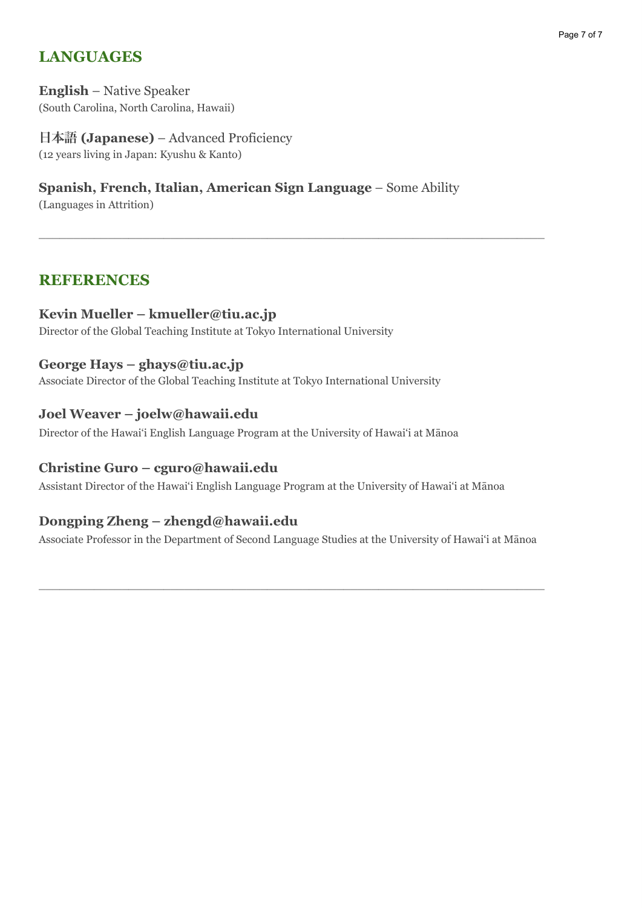## LANGUAGES

**English** – Native Speaker
(South Carolina, North Carolina, Hawaii)

**日本語 (Japanese)** – Advanced Proficiency
(12 years living in Japan: Kyushu & Kanto)

**Spanish, French, Italian, American Sign Language** – Some Ability
(Languages in Attrition)

---

## REFERENCES

**Kevin Mueller – kmueller@tiu.ac.jp**
Director of the Global Teaching Institute at Tokyo International University

**George Hays – ghays@tiu.ac.jp**
Associate Director of the Global Teaching Institute at Tokyo International University

**Joel Weaver – joelw@hawaii.edu**
Director of the Hawaiʻi English Language Program at the University of Hawaiʻi at Mānoa

**Christine Guro – cguro@hawaii.edu**
Assistant Director of the Hawaiʻi English Language Program at the University of Hawaiʻi at Mānoa

**Dongping Zheng – zhengd@hawaii.edu**
Associate Professor in the Department of Second Language Studies at the University of Hawaiʻi at Mānoa

---